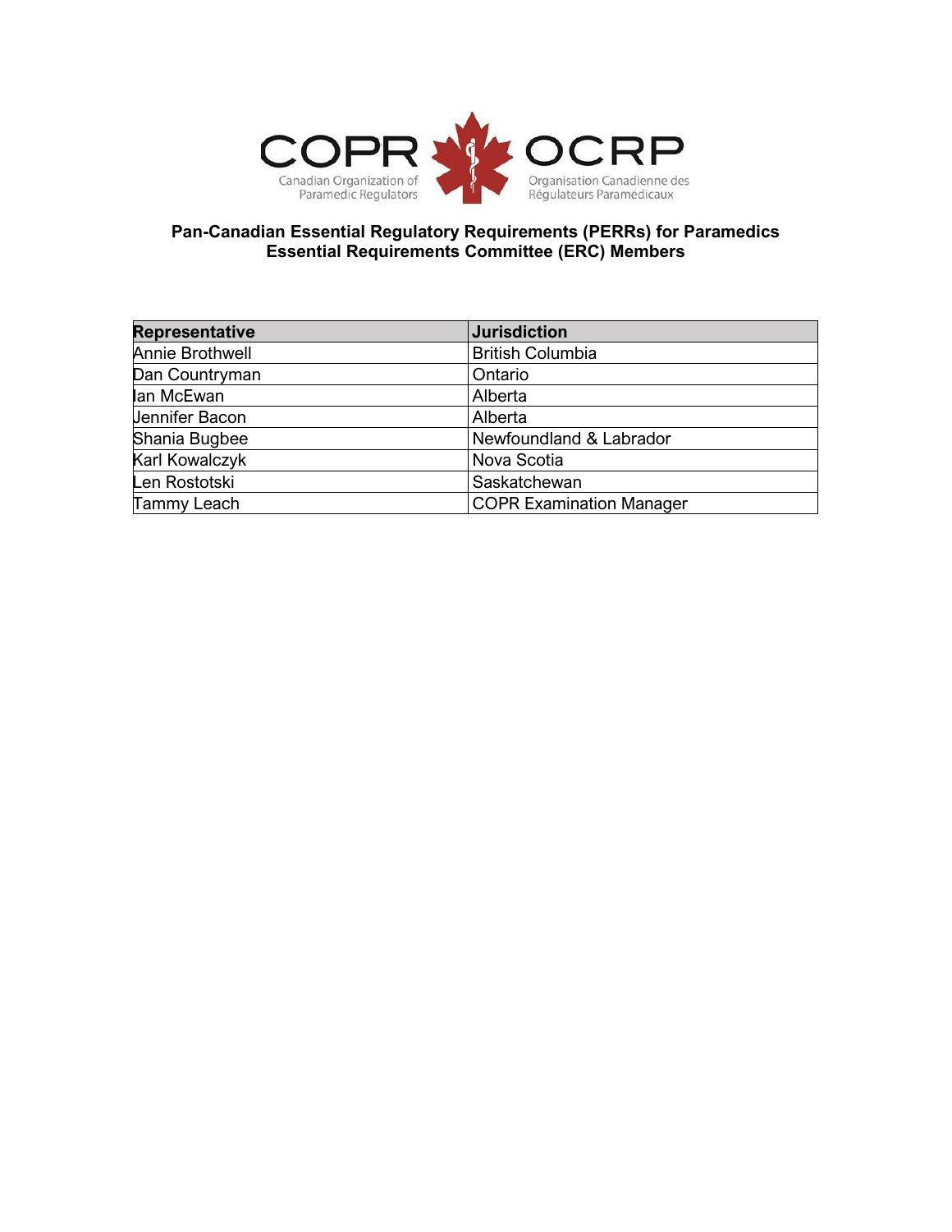COPR OCRP
Canadian Organization of Paramedic Regulators
Organisation Canadienne des Régulateurs Paramédicaux

**Pan-Canadian Essential Regulatory Requirements (PERRs) for Paramedics**
**Essential Requirements Committee (ERC) Members**

| Representative | Jurisdiction |
| --- | --- |
| Annie Brothwell | British Columbia |
| Dan Countryman | Ontario |
| Ian McEwan | Alberta |
| Jennifer Bacon | Alberta |
| Shania Bugbee | Newfoundland & Labrador |
| Karl Kowalczyk | Nova Scotia |
| Len Rostotski | Saskatchewan |
| Tammy Leach | COPR Examination Manager |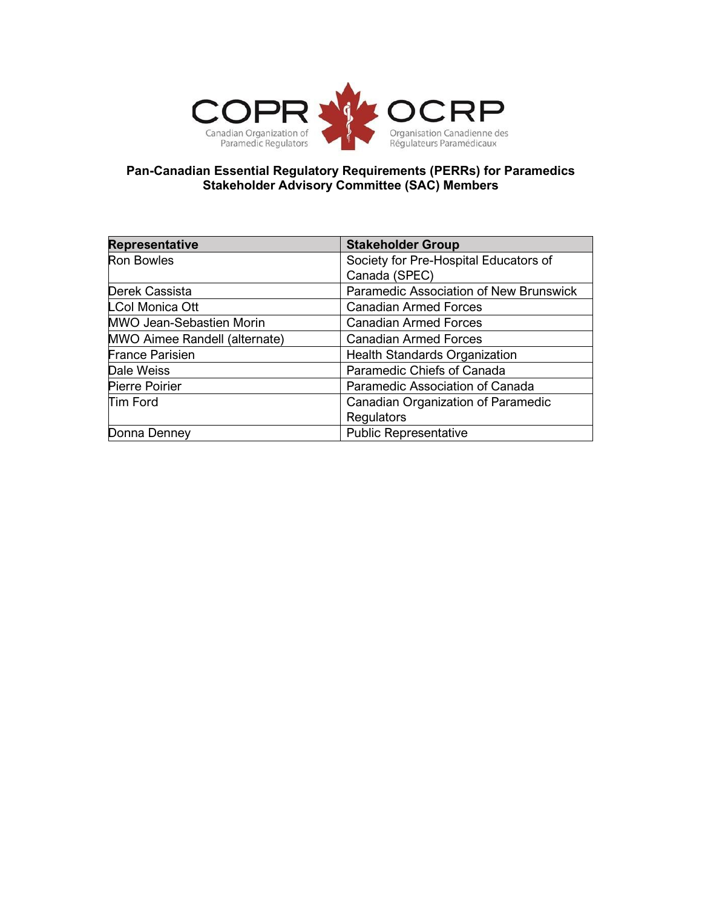COPR OCRP

Canadian Organization of Paramedic Regulators

Organisation Canadienne des Régulateurs Paramédicaux

**Pan-Canadian Essential Regulatory Requirements (PERRs) for Paramedics**
**Stakeholder Advisory Committee (SAC) Members**

| Representative | Stakeholder Group |
|---|---|
| Ron Bowles | Society for Pre-Hospital Educators of Canada (SPEC) |
| Derek Cassista | Paramedic Association of New Brunswick |
| LCol Monica Ott | Canadian Armed Forces |
| MWO Jean-Sebastien Morin | Canadian Armed Forces |
| MWO Aimee Randell (alternate) | Canadian Armed Forces |
| France Parisien | Health Standards Organization |
| Dale Weiss | Paramedic Chiefs of Canada |
| Pierre Poirier | Paramedic Association of Canada |
| Tim Ford | Canadian Organization of Paramedic Regulators |
| Donna Denney | Public Representative |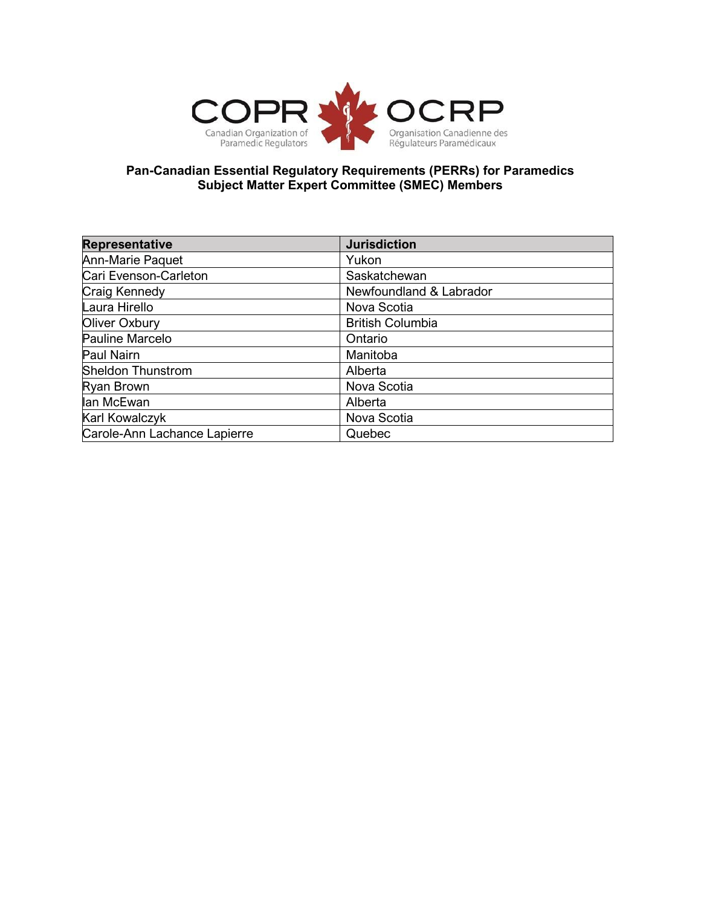COPR OCRP

Canadian Organization of Paramedic Regulators

Organisation Canadienne des Régulateurs Paramédicaux

**Pan-Canadian Essential Regulatory Requirements (PERRs) for Paramedics**
**Subject Matter Expert Committee (SMEC) Members**

| Representative | Jurisdiction |
|---|---|
| Ann-Marie Paquet | Yukon |
| Cari Evenson-Carleton | Saskatchewan |
| Craig Kennedy | Newfoundland & Labrador |
| Laura Hirello | Nova Scotia |
| Oliver Oxbury | British Columbia |
| Pauline Marcelo | Ontario |
| Paul Nairn | Manitoba |
| Sheldon Thunstrom | Alberta |
| Ryan Brown | Nova Scotia |
| Ian McEwan | Alberta |
| Karl Kowalczyk | Nova Scotia |
| Carole-Ann Lachance Lapierre | Quebec |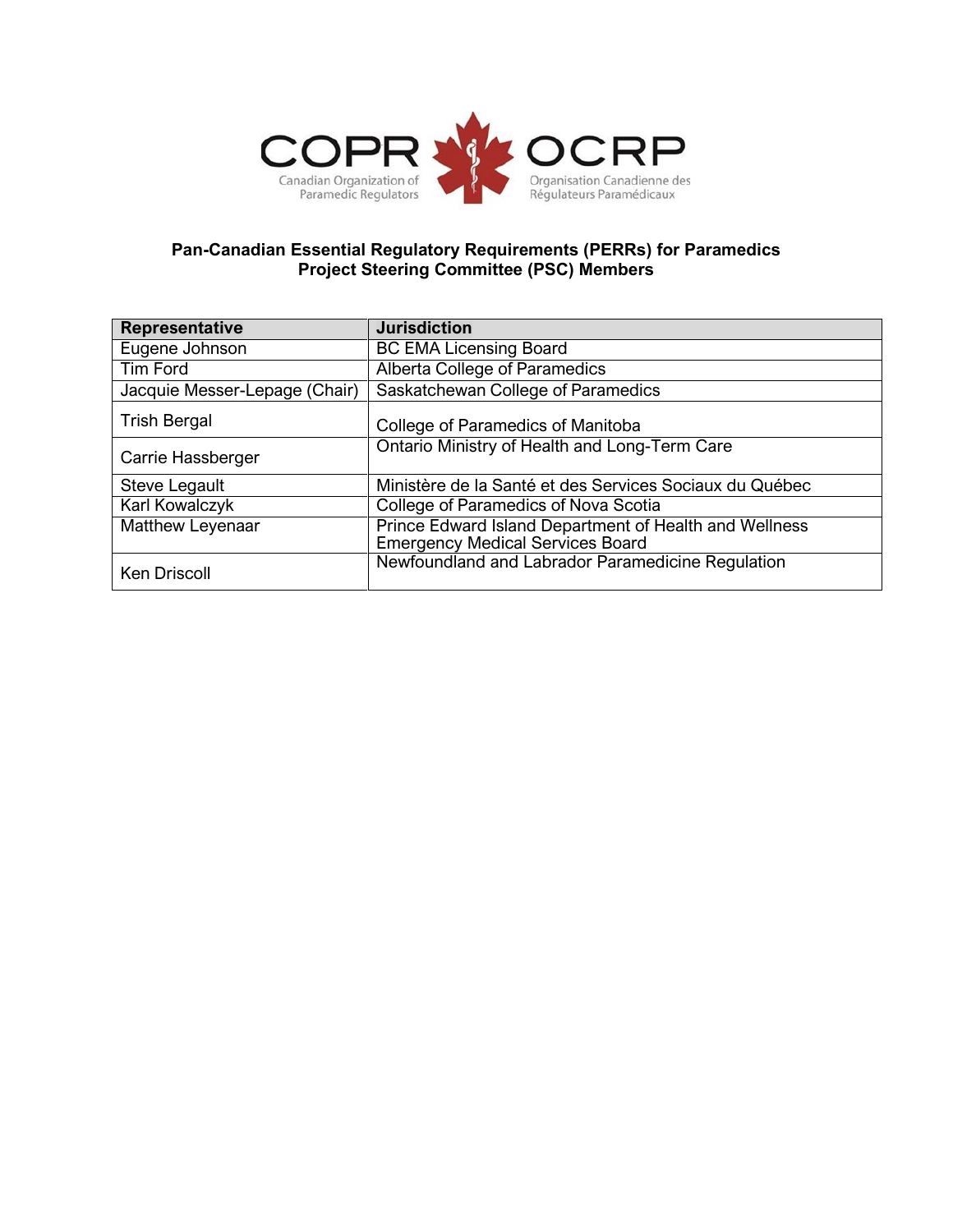COPR — Canadian Organization of Paramedic Regulators
OCRP — Organisation Canadienne des Régulateurs Paramédicaux

## Pan-Canadian Essential Regulatory Requirements (PERRs) for Paramedics
## Project Steering Committee (PSC) Members

| Representative | Jurisdiction |
|---|---|
| Eugene Johnson | BC EMA Licensing Board |
| Tim Ford | Alberta College of Paramedics |
| Jacquie Messer-Lepage (Chair) | Saskatchewan College of Paramedics |
| Trish Bergal | College of Paramedics of Manitoba |
| Carrie Hassberger | Ontario Ministry of Health and Long-Term Care |
| Steve Legault | Ministère de la Santé et des Services Sociaux du Québec |
| Karl Kowalczyk | College of Paramedics of Nova Scotia |
| Matthew Leyenaar | Prince Edward Island Department of Health and Wellness Emergency Medical Services Board |
| Ken Driscoll | Newfoundland and Labrador Paramedicine Regulation |